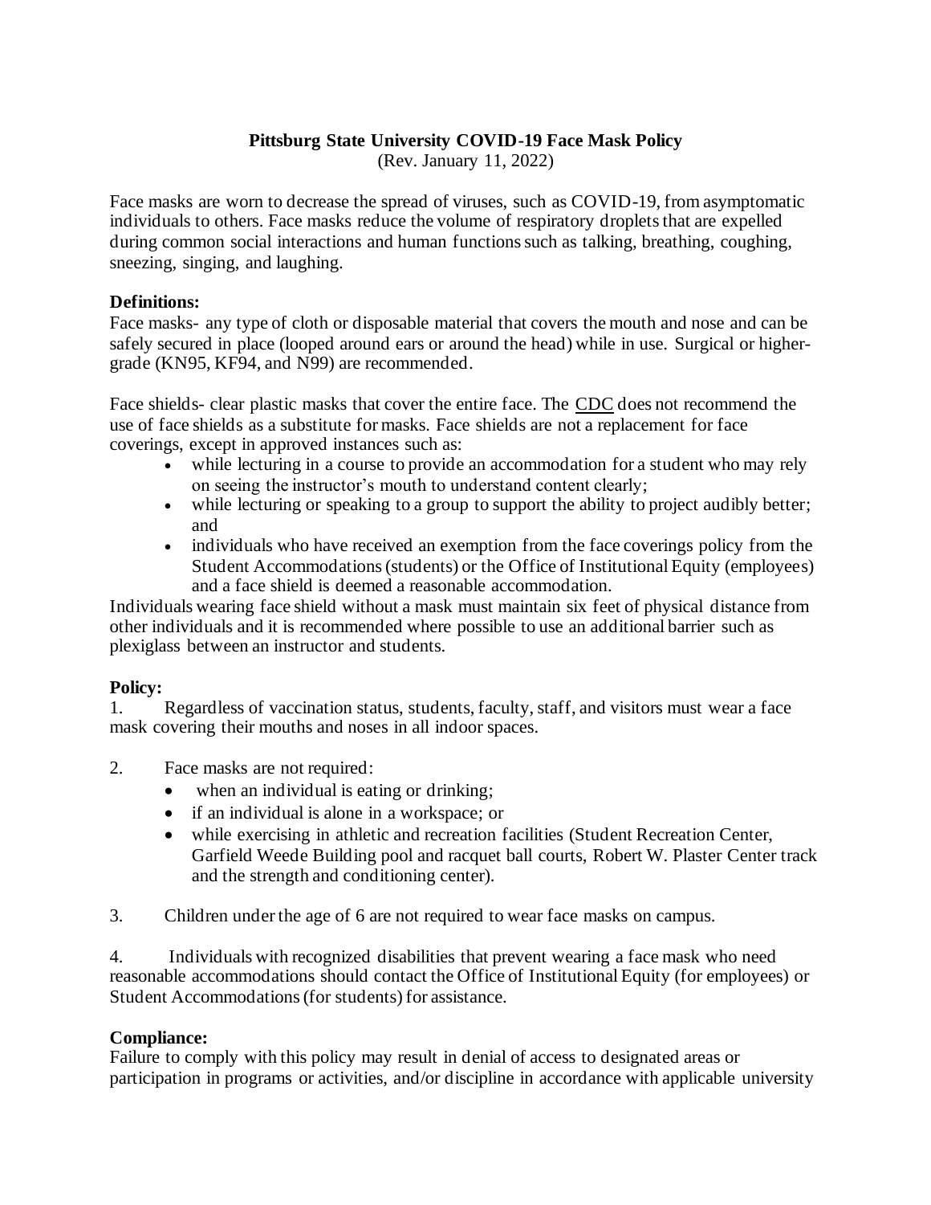# Pittsburg State University COVID-19 Face Mask Policy

(Rev. January 11, 2022)

Face masks are worn to decrease the spread of viruses, such as COVID-19, from asymptomatic individuals to others. Face masks reduce the volume of respiratory droplets that are expelled during common social interactions and human functions such as talking, breathing, coughing, sneezing, singing, and laughing.

**Definitions:**

Face masks- any type of cloth or disposable material that covers the mouth and nose and can be safely secured in place (looped around ears or around the head) while in use. Surgical or higher-grade (KN95, KF94, and N99) are recommended.

Face shields- clear plastic masks that cover the entire face. The CDC does not recommend the use of face shields as a substitute for masks. Face shields are not a replacement for face coverings, except in approved instances such as:

- while lecturing in a course to provide an accommodation for a student who may rely on seeing the instructor's mouth to understand content clearly;
- while lecturing or speaking to a group to support the ability to project audibly better; and
- individuals who have received an exemption from the face coverings policy from the Student Accommodations (students) or the Office of Institutional Equity (employees) and a face shield is deemed a reasonable accommodation.

Individuals wearing face shield without a mask must maintain six feet of physical distance from other individuals and it is recommended where possible to use an additional barrier such as plexiglass between an instructor and students.

**Policy:**

1. Regardless of vaccination status, students, faculty, staff, and visitors must wear a face mask covering their mouths and noses in all indoor spaces.

2. Face masks are not required:
   - when an individual is eating or drinking;
   - if an individual is alone in a workspace; or
   - while exercising in athletic and recreation facilities (Student Recreation Center, Garfield Weede Building pool and racquet ball courts, Robert W. Plaster Center track and the strength and conditioning center).

3. Children under the age of 6 are not required to wear face masks on campus.

4. Individuals with recognized disabilities that prevent wearing a face mask who need reasonable accommodations should contact the Office of Institutional Equity (for employees) or Student Accommodations (for students) for assistance.

**Compliance:**

Failure to comply with this policy may result in denial of access to designated areas or participation in programs or activities, and/or discipline in accordance with applicable university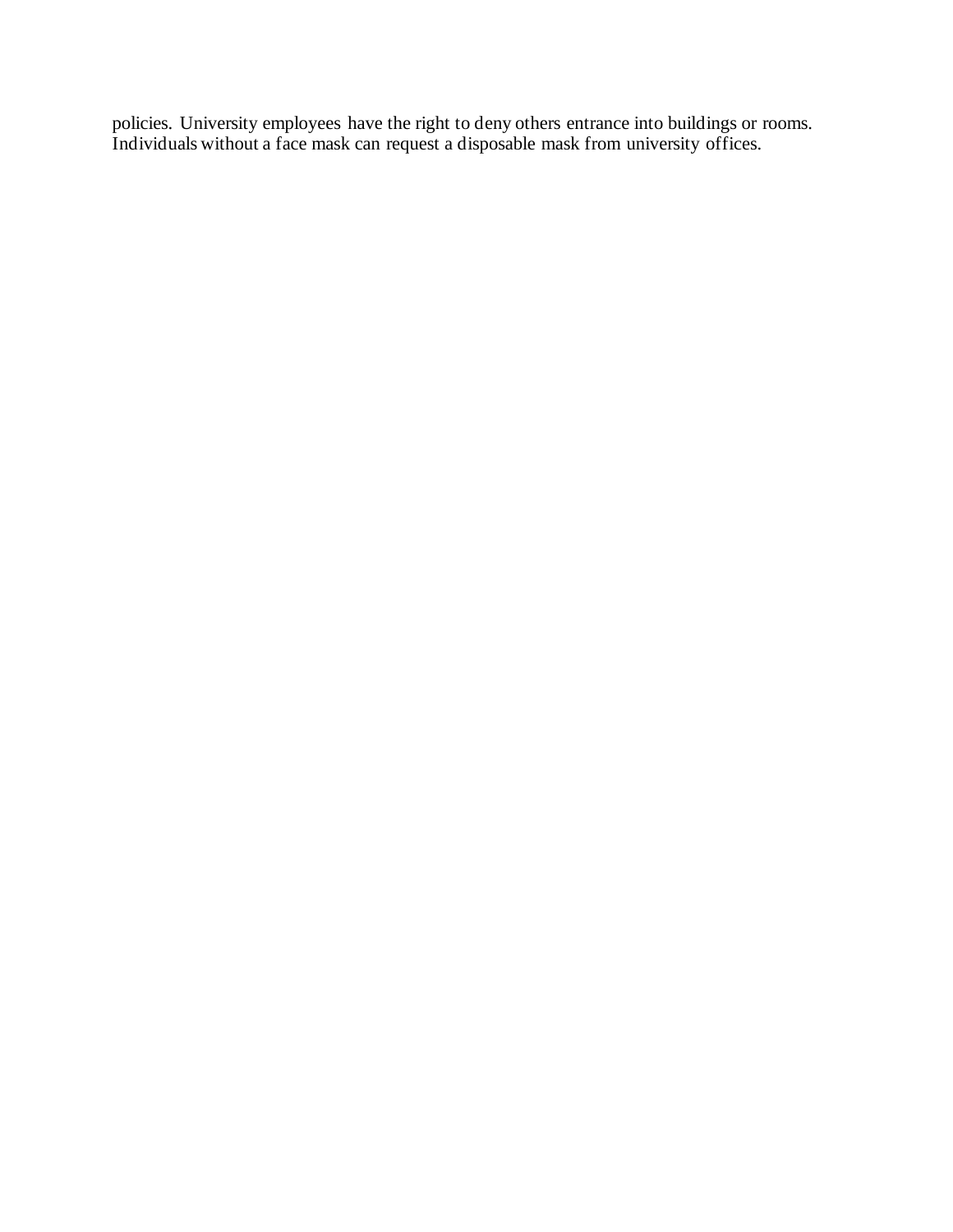policies. University employees have the right to deny others entrance into buildings or rooms. Individuals without a face mask can request a disposable mask from university offices.